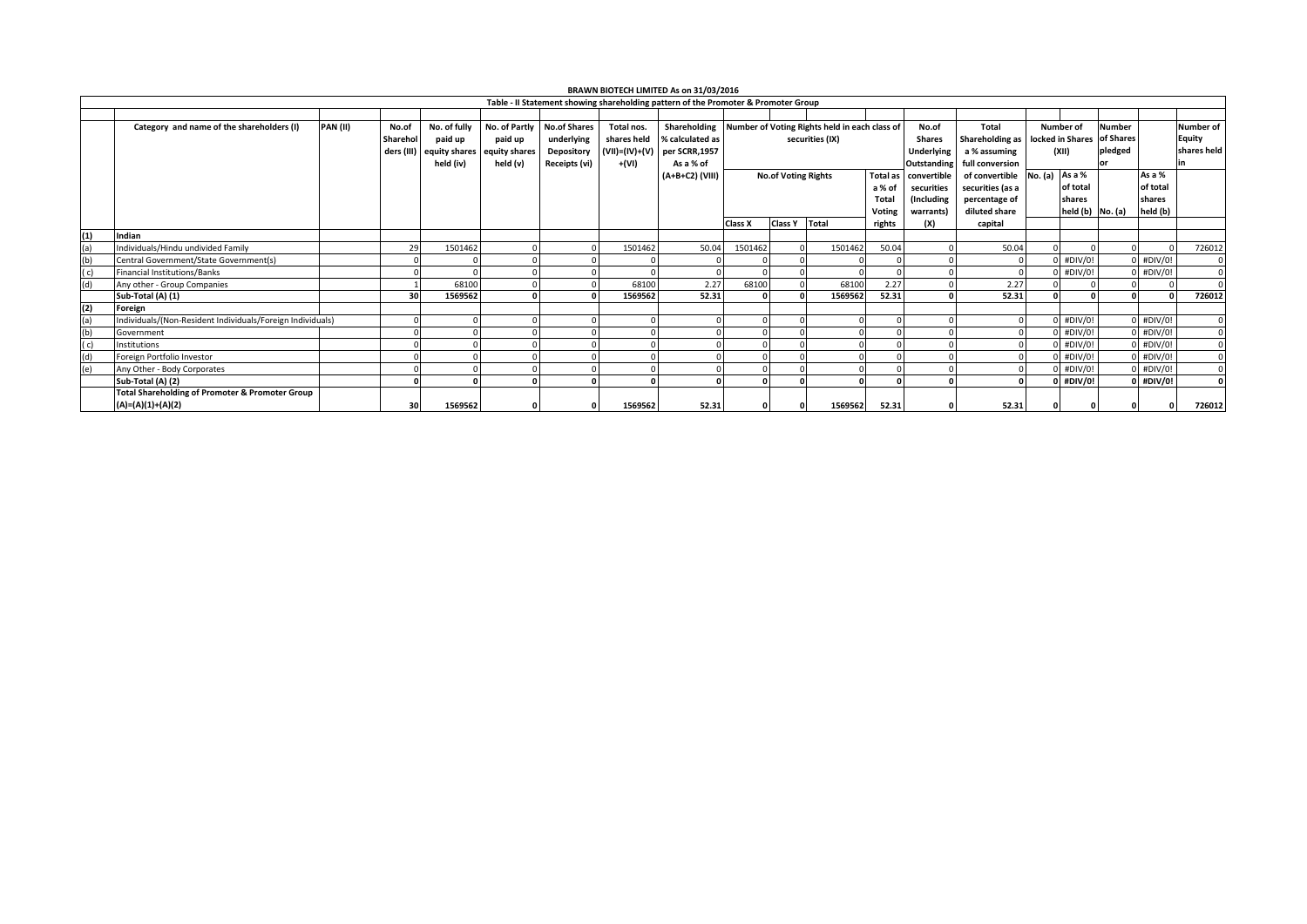**BRAWN BIOTECH LIMITED As on 31/03/2016**

**Table - II Statement showing shareholding pattern of the Promoter & Promoter Group**

| | Category and name of the shareholders (I) | PAN (II) | No.of Shareholders (III) | No. of fully paid up equity shares held (iv) | No. of Partly paid up equity shares held (v) | No.of Shares underlying Depository Receipts (vi) | Total nos. shares held (VII)=(IV)+(V)+(VI) | Shareholding % calculated as per SCRR,1957 As a % of (A+B+C2) (VIII) | Number of Voting Rights held in each class of securities (IX) | | | | No.of Shares Underlying Outstanding convertible securities (Including warrants) (X) | Total Shareholding as a % assuming full conversion of convertible securities (as a percentage of diluted share capital | Number of locked in Shares (XII) | | Number of Shares pledged or | | Number of Equity shares held in |
|---|---|---|---|---|---|---|---|---|---|---|---|---|---|---|---|---|---|---|---|
| | | | | | | | | | No.of Voting Rights | | | Total as a % of Total Voting rights | | | No. (a) | As a % of total shares held (b) | No. (a) | As a % of total shares held (b) | |
| | | | | | | | | | Class X | Class Y | Total | | | | | | | | |
| **(1)** | **Indian** | | | | | | | | | | | | | | | | | | |
| (a) | Individuals/Hindu undivided Family | | 29 | 1501462 | 0 | 0 | 1501462 | 50.04 | 1501462 | 0 | 1501462 | 50.04 | 0 | 50.04 | 0 | 0 | 0 | 0 | 726012 |
| (b) | Central Government/State Government(s) | | 0 | 0 | 0 | 0 | 0 | 0 | 0 | 0 | 0 | 0 | 0 | 0 | 0 | #DIV/0! | 0 | #DIV/0! | 0 |
| ( c) | Financial Institutions/Banks | | 0 | 0 | 0 | 0 | 0 | 0 | 0 | 0 | 0 | 0 | 0 | 0 | 0 | #DIV/0! | 0 | #DIV/0! | 0 |
| (d) | Any other - Group Companies | | 1 | 68100 | 0 | 0 | 68100 | 2.27 | 68100 | 0 | 68100 | 2.27 | 0 | 2.27 | 0 | 0 | 0 | 0 | 0 |
| | **Sub-Total (A) (1)** | | **30** | **1569562** | **0** | **0** | **1569562** | **52.31** | **0** | **0** | **1569562** | **52.31** | **0** | **52.31** | **0** | **0** | **0** | **0** | **726012** |
| **(2)** | **Foreign** | | | | | | | | | | | | | | | | | | |
| (a) | Individuals/(Non-Resident Individuals/Foreign Individuals) | | 0 | 0 | 0 | 0 | 0 | 0 | 0 | 0 | 0 | 0 | 0 | 0 | 0 | #DIV/0! | 0 | #DIV/0! | 0 |
| (b) | Government | | 0 | 0 | 0 | 0 | 0 | 0 | 0 | 0 | 0 | 0 | 0 | 0 | 0 | #DIV/0! | 0 | #DIV/0! | 0 |
| ( c) | Institutions | | 0 | 0 | 0 | 0 | 0 | 0 | 0 | 0 | 0 | 0 | 0 | 0 | 0 | #DIV/0! | 0 | #DIV/0! | 0 |
| (d) | Foreign Portfolio Investor | | 0 | 0 | 0 | 0 | 0 | 0 | 0 | 0 | 0 | 0 | 0 | 0 | 0 | #DIV/0! | 0 | #DIV/0! | 0 |
| (e) | Any Other - Body Corporates | | 0 | 0 | 0 | 0 | 0 | 0 | 0 | 0 | 0 | 0 | 0 | 0 | 0 | #DIV/0! | 0 | #DIV/0! | 0 |
| | **Sub-Total (A) (2)** | | **0** | **0** | **0** | **0** | **0** | **0** | **0** | **0** | **0** | **0** | **0** | **0** | **0** | **#DIV/0!** | **0** | **#DIV/0!** | **0** |
| | **Total Shareholding of Promoter & Promoter Group (A)=(A)(1)+(A)(2)** | | **30** | **1569562** | **0** | **0** | **1569562** | **52.31** | **0** | **0** | **1569562** | **52.31** | **0** | **52.31** | **0** | **0** | **0** | **0** | **726012** |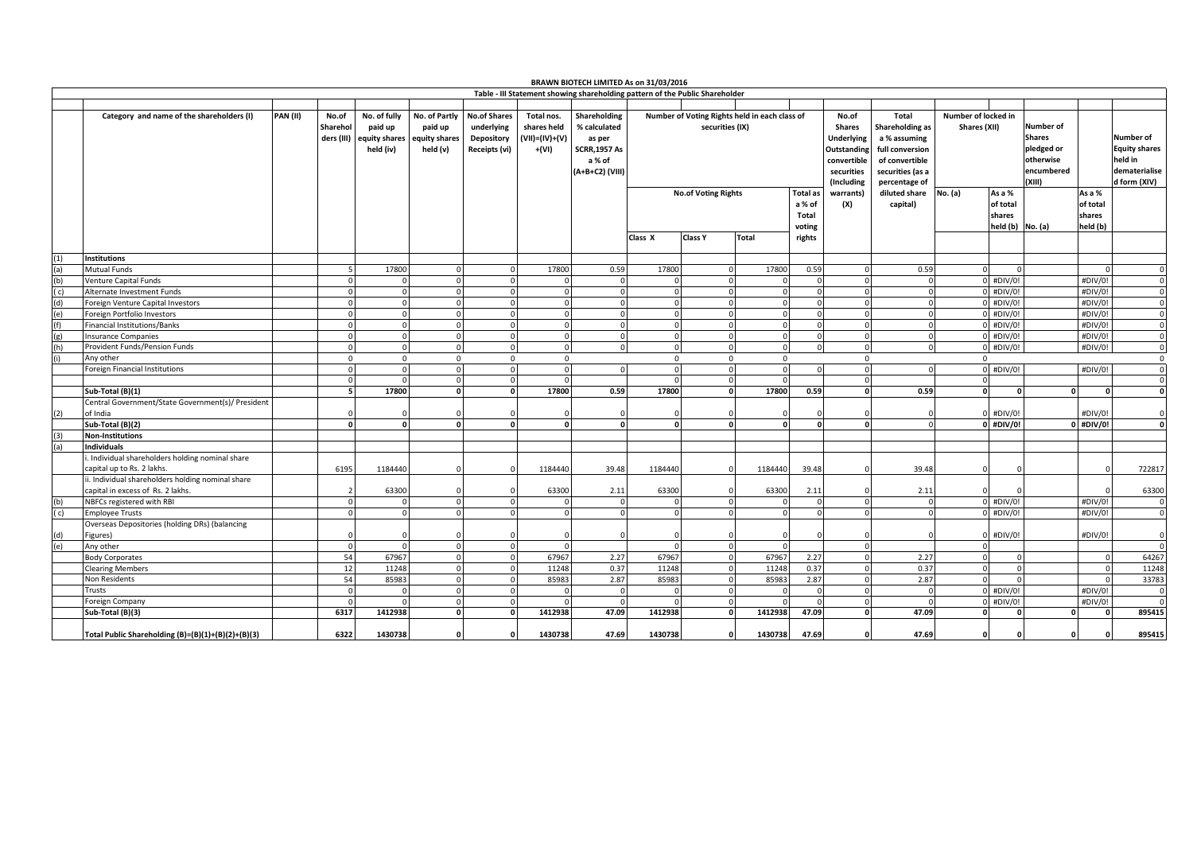# BRAWN BIOTECH LIMITED As on 31/03/2016

## Table - III Statement showing shareholding pattern of the Public Shareholder

| | Category and name of the shareholders (I) | PAN (II) | No.of Shareholders (III) | No. of fully paid up equity shares held (iv) | No. of Partly paid up equity shares held (v) | No.of Shares underlying Depository Receipts (vi) | Total nos. shares held (VII)=(IV)+(V)+(VI) | Shareholding % calculated as per SCRR,1957 As a % of (A+B+C2) (VIII) | Number of Voting Rights held in each class of securities (IX) | | | | No.of Shares Underlying Outstanding convertible securities (Including warrants) (X) | Total Shareholding as a % assuming full conversion of convertible securities (as a percentage of diluted share capital) | Number of locked in Shares (XII) | | Number of Shares pledged or otherwise encumbered (XIII) | | Number of Equity shares held in dematerialised form (XIV) |
|---|---|---|---|---|---|---|---|---|---|---|---|---|---|---|---|---|---|---|---|
| | | | | | | | | | No.of Voting Rights | | | Total as a % of Total voting rights | | | No. (a) | As a % of total shares held (b) | No. (a) | As a % of total shares held (b) | |
| | | | | | | | | | Class X | Class Y | Total | | | | | | | | |
| (1) | **Institutions** | | | | | | | | | | | | | | | | | | |
| (a) | Mutual Funds | | 5 | 17800 | 0 | 0 | 17800 | 0.59 | 17800 | 0 | 17800 | 0.59 | 0 | 0.59 | 0 | 0 | | 0 | 0 |
| (b) | Venture Capital Funds | | 0 | 0 | 0 | 0 | 0 | 0 | 0 | 0 | 0 | 0 | 0 | 0 | 0 | #DIV/0! | | #DIV/0! | 0 |
| ( c) | Alternate Investment Funds | | 0 | 0 | 0 | 0 | 0 | 0 | 0 | 0 | 0 | 0 | 0 | 0 | 0 | #DIV/0! | | #DIV/0! | 0 |
| (d) | Foreign Venture Capital Investors | | 0 | 0 | 0 | 0 | 0 | 0 | 0 | 0 | 0 | 0 | 0 | 0 | 0 | #DIV/0! | | #DIV/0! | 0 |
| (e) | Foreign Portfolio Investors | | 0 | 0 | 0 | 0 | 0 | 0 | 0 | 0 | 0 | 0 | 0 | 0 | 0 | #DIV/0! | | #DIV/0! | 0 |
| (f) | Financial Institutions/Banks | | 0 | 0 | 0 | 0 | 0 | 0 | 0 | 0 | 0 | 0 | 0 | 0 | 0 | #DIV/0! | | #DIV/0! | 0 |
| (g) | Insurance Companies | | 0 | 0 | 0 | 0 | 0 | 0 | 0 | 0 | 0 | 0 | 0 | 0 | 0 | #DIV/0! | | #DIV/0! | 0 |
| (h) | Provident Funds/Pension Funds | | 0 | 0 | 0 | 0 | 0 | 0 | 0 | 0 | 0 | 0 | 0 | 0 | 0 | #DIV/0! | | #DIV/0! | 0 |
| (i) | Any other | | 0 | 0 | 0 | 0 | 0 | | 0 | 0 | 0 | | 0 | | 0 | | | | 0 |
| | Foreign Financial Institutions | | 0 | 0 | 0 | 0 | 0 | 0 | 0 | 0 | 0 | 0 | 0 | 0 | 0 | #DIV/0! | | #DIV/0! | 0 |
| | | | 0 | 0 | 0 | 0 | 0 | | 0 | 0 | 0 | | 0 | | 0 | | | | 0 |
| | **Sub-Total (B)(1)** | | **5** | **17800** | **0** | **0** | **17800** | **0.59** | **17800** | **0** | **17800** | **0.59** | **0** | **0.59** | **0** | **0** | **0** | **0** | **0** |
| (2) | Central Government/State Government(s)/ President of India | | 0 | 0 | 0 | 0 | 0 | 0 | 0 | 0 | 0 | 0 | 0 | 0 | 0 | #DIV/0! | | #DIV/0! | 0 |
| | **Sub-Total (B)(2)** | | **0** | **0** | **0** | **0** | **0** | **0** | **0** | **0** | **0** | **0** | **0** | 0 | **0** | **#DIV/0!** | **0** | **#DIV/0!** | **0** |
| (3) | **Non-Institutions** | | | | | | | | | | | | | | | | | | |
| (a) | **Individuals** | | | | | | | | | | | | | | | | | | |
| | i. Individual shareholders holding nominal share capital up to Rs. 2 lakhs. | | 6195 | 1184440 | 0 | 0 | 1184440 | 39.48 | 1184440 | 0 | 1184440 | 39.48 | 0 | 39.48 | 0 | 0 | | 0 | 722817 |
| | ii. Individual shareholders holding nominal share capital in excess of Rs. 2 lakhs. | | 2 | 63300 | 0 | 0 | 63300 | 2.11 | 63300 | 0 | 63300 | 2.11 | 0 | 2.11 | 0 | 0 | | 0 | 63300 |
| (b) | NBFCs registered with RBI | | 0 | 0 | 0 | 0 | 0 | 0 | 0 | 0 | 0 | 0 | 0 | 0 | 0 | #DIV/0! | | #DIV/0! | 0 |
| ( c) | Employee Trusts | | 0 | 0 | 0 | 0 | 0 | 0 | 0 | 0 | 0 | 0 | 0 | 0 | 0 | #DIV/0! | | #DIV/0! | 0 |
| (d) | Overseas Depositories (holding DRs) (balancing Figures) | | 0 | 0 | 0 | 0 | 0 | 0 | 0 | 0 | 0 | 0 | 0 | 0 | 0 | #DIV/0! | | #DIV/0! | 0 |
| (e) | Any other | | 0 | 0 | 0 | 0 | 0 | | 0 | 0 | 0 | | 0 | | 0 | | | | 0 |
| | Body Corporates | | 54 | 67967 | 0 | 0 | 67967 | 2.27 | 67967 | 0 | 67967 | 2.27 | 0 | 2.27 | 0 | 0 | | 0 | 64267 |
| | Clearing Members | | 12 | 11248 | 0 | 0 | 11248 | 0.37 | 11248 | 0 | 11248 | 0.37 | 0 | 0.37 | 0 | 0 | | 0 | 11248 |
| | Non Residents | | 54 | 85983 | 0 | 0 | 85983 | 2.87 | 85983 | 0 | 85983 | 2.87 | 0 | 2.87 | 0 | 0 | | 0 | 33783 |
| | Trusts | | 0 | 0 | 0 | 0 | 0 | 0 | 0 | 0 | 0 | 0 | 0 | 0 | 0 | #DIV/0! | | #DIV/0! | 0 |
| | Foreign Company | | 0 | 0 | 0 | 0 | 0 | 0 | 0 | 0 | 0 | 0 | 0 | 0 | 0 | #DIV/0! | | #DIV/0! | 0 |
| | **Sub-Total (B)(3)** | | **6317** | **1412938** | **0** | **0** | **1412938** | **47.09** | **1412938** | **0** | **1412938** | **47.09** | **0** | **47.09** | **0** | **0** | **0** | **0** | **895415** |
| | **Total Public Shareholding (B)=(B)(1)+(B)(2)+(B)(3)** | | **6322** | **1430738** | **0** | **0** | **1430738** | **47.69** | **1430738** | **0** | **1430738** | **47.69** | **0** | **47.69** | **0** | **0** | **0** | **0** | **895415** |